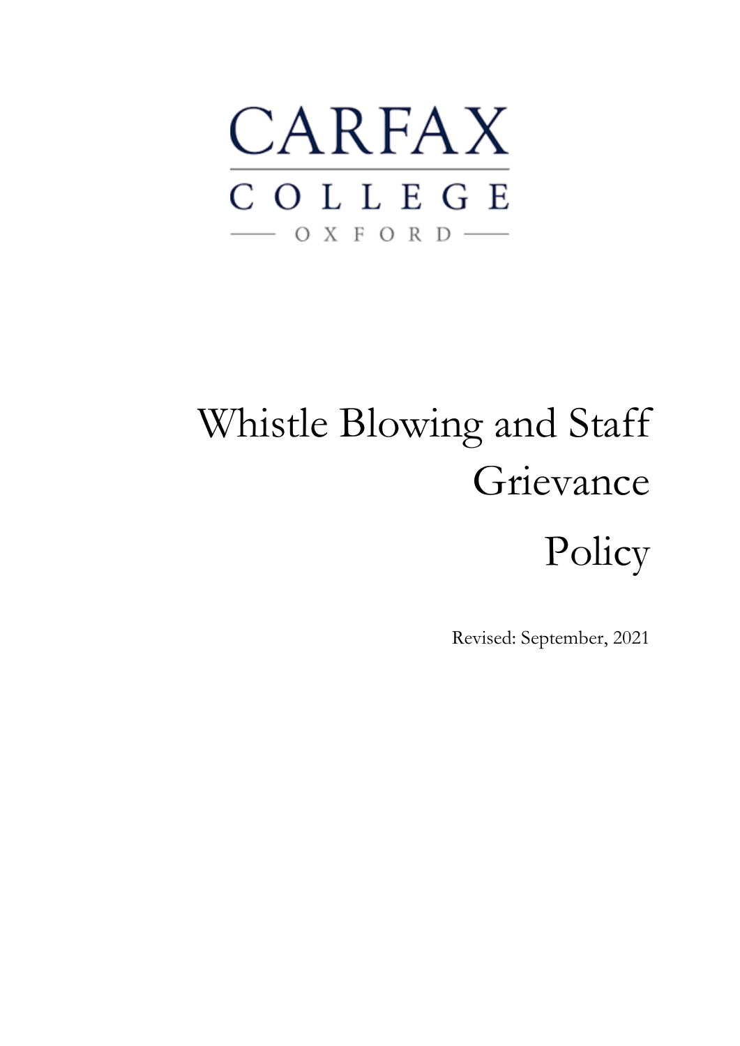CARFAX

COLLEGE

OXFORD

# Whistle Blowing and Staff Grievance Policy

Revised: September, 2021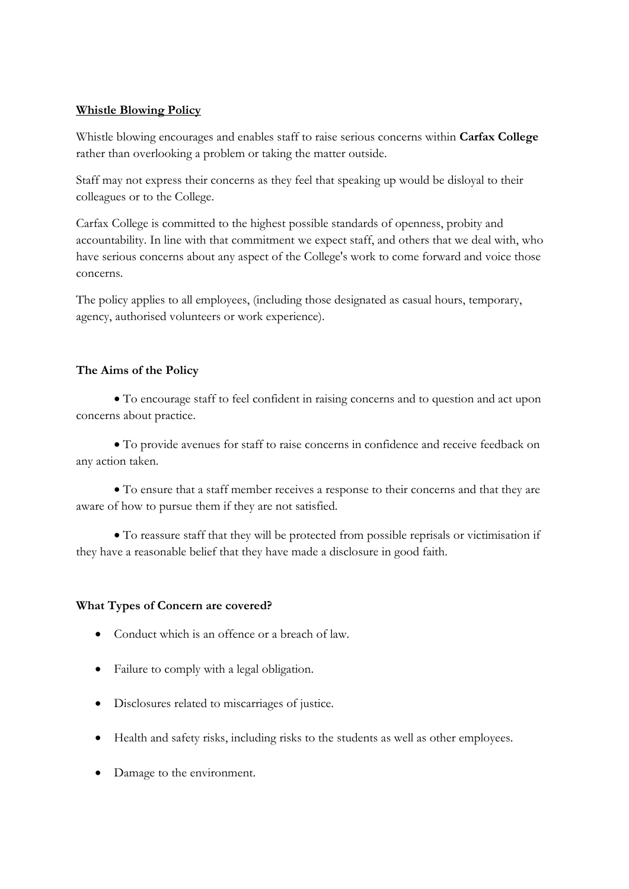**Whistle Blowing Policy**

Whistle blowing encourages and enables staff to raise serious concerns within **Carfax College** rather than overlooking a problem or taking the matter outside.

Staff may not express their concerns as they feel that speaking up would be disloyal to their colleagues or to the College.

Carfax College is committed to the highest possible standards of openness, probity and accountability. In line with that commitment we expect staff, and others that we deal with, who have serious concerns about any aspect of the College's work to come forward and voice those concerns.

The policy applies to all employees, (including those designated as casual hours, temporary, agency, authorised volunteers or work experience).

**The Aims of the Policy**

- To encourage staff to feel confident in raising concerns and to question and act upon concerns about practice.
- To provide avenues for staff to raise concerns in confidence and receive feedback on any action taken.
- To ensure that a staff member receives a response to their concerns and that they are aware of how to pursue them if they are not satisfied.
- To reassure staff that they will be protected from possible reprisals or victimisation if they have a reasonable belief that they have made a disclosure in good faith.

**What Types of Concern are covered?**

- Conduct which is an offence or a breach of law.
- Failure to comply with a legal obligation.
- Disclosures related to miscarriages of justice.
- Health and safety risks, including risks to the students as well as other employees.
- Damage to the environment.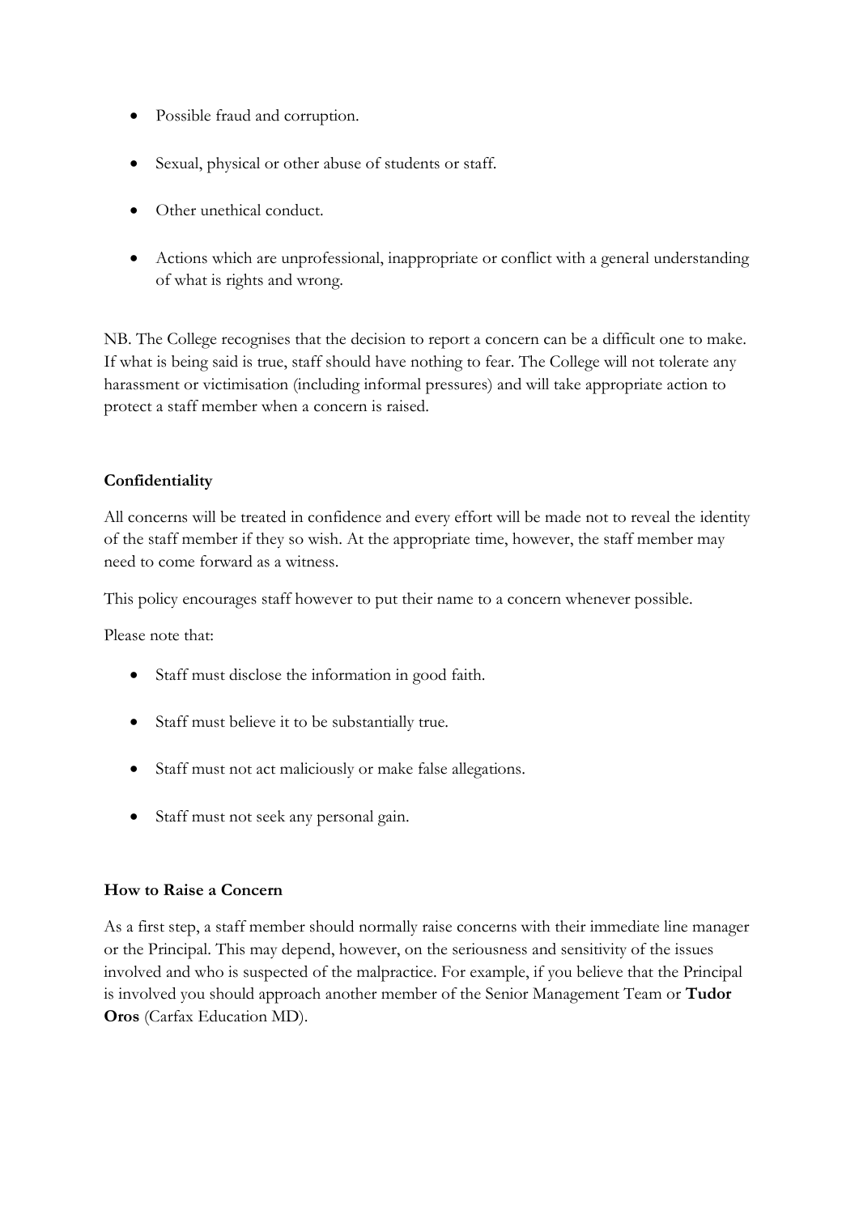- Possible fraud and corruption.
- Sexual, physical or other abuse of students or staff.
- Other unethical conduct.
- Actions which are unprofessional, inappropriate or conflict with a general understanding of what is rights and wrong.

NB. The College recognises that the decision to report a concern can be a difficult one to make. If what is being said is true, staff should have nothing to fear. The College will not tolerate any harassment or victimisation (including informal pressures) and will take appropriate action to protect a staff member when a concern is raised.

**Confidentiality**

All concerns will be treated in confidence and every effort will be made not to reveal the identity of the staff member if they so wish. At the appropriate time, however, the staff member may need to come forward as a witness.

This policy encourages staff however to put their name to a concern whenever possible.

Please note that:

- Staff must disclose the information in good faith.
- Staff must believe it to be substantially true.
- Staff must not act maliciously or make false allegations.
- Staff must not seek any personal gain.

**How to Raise a Concern**

As a first step, a staff member should normally raise concerns with their immediate line manager or the Principal. This may depend, however, on the seriousness and sensitivity of the issues involved and who is suspected of the malpractice. For example, if you believe that the Principal is involved you should approach another member of the Senior Management Team or **Tudor Oros** (Carfax Education MD).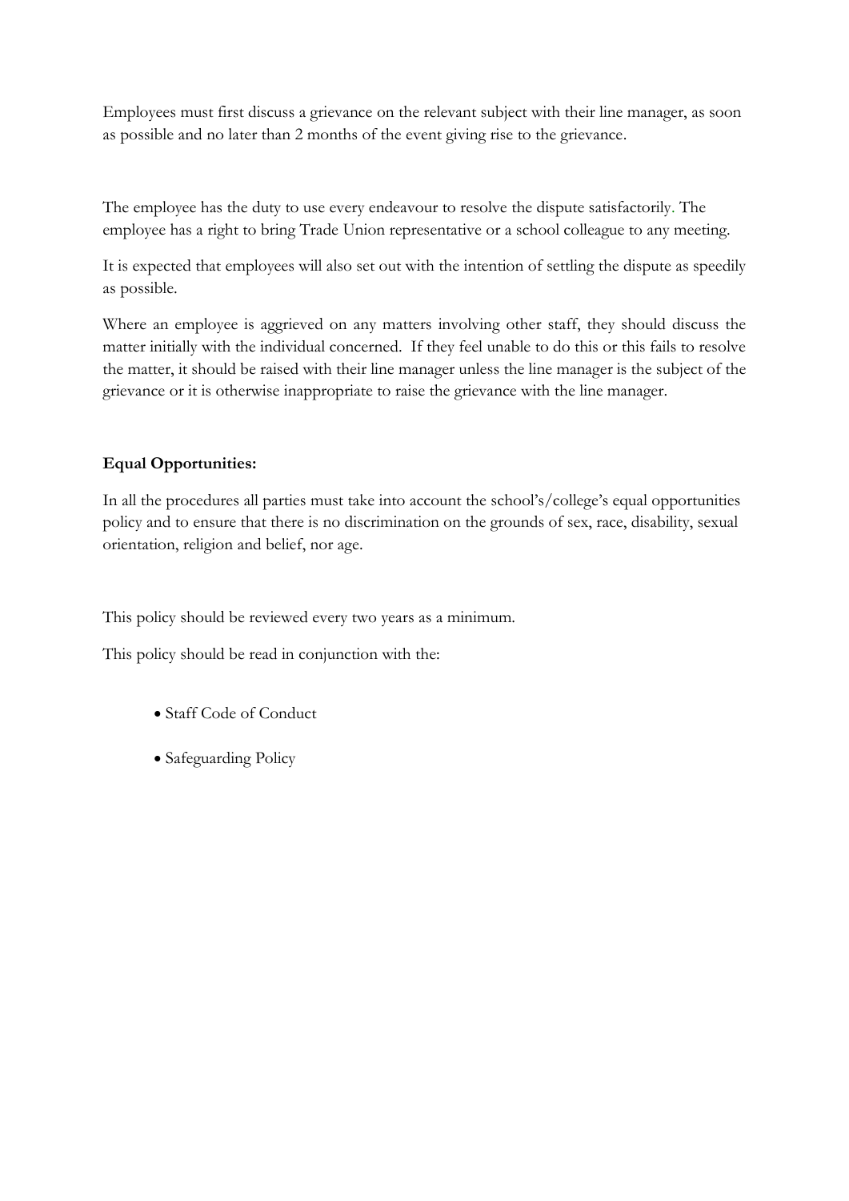Employees must first discuss a grievance on the relevant subject with their line manager, as soon as possible and no later than 2 months of the event giving rise to the grievance.

The employee has the duty to use every endeavour to resolve the dispute satisfactorily. The employee has a right to bring Trade Union representative or a school colleague to any meeting.

It is expected that employees will also set out with the intention of settling the dispute as speedily as possible.

Where an employee is aggrieved on any matters involving other staff, they should discuss the matter initially with the individual concerned. If they feel unable to do this or this fails to resolve the matter, it should be raised with their line manager unless the line manager is the subject of the grievance or it is otherwise inappropriate to raise the grievance with the line manager.

**Equal Opportunities:**

In all the procedures all parties must take into account the school's/college's equal opportunities policy and to ensure that there is no discrimination on the grounds of sex, race, disability, sexual orientation, religion and belief, nor age.

This policy should be reviewed every two years as a minimum.

This policy should be read in conjunction with the:

- Staff Code of Conduct
- Safeguarding Policy